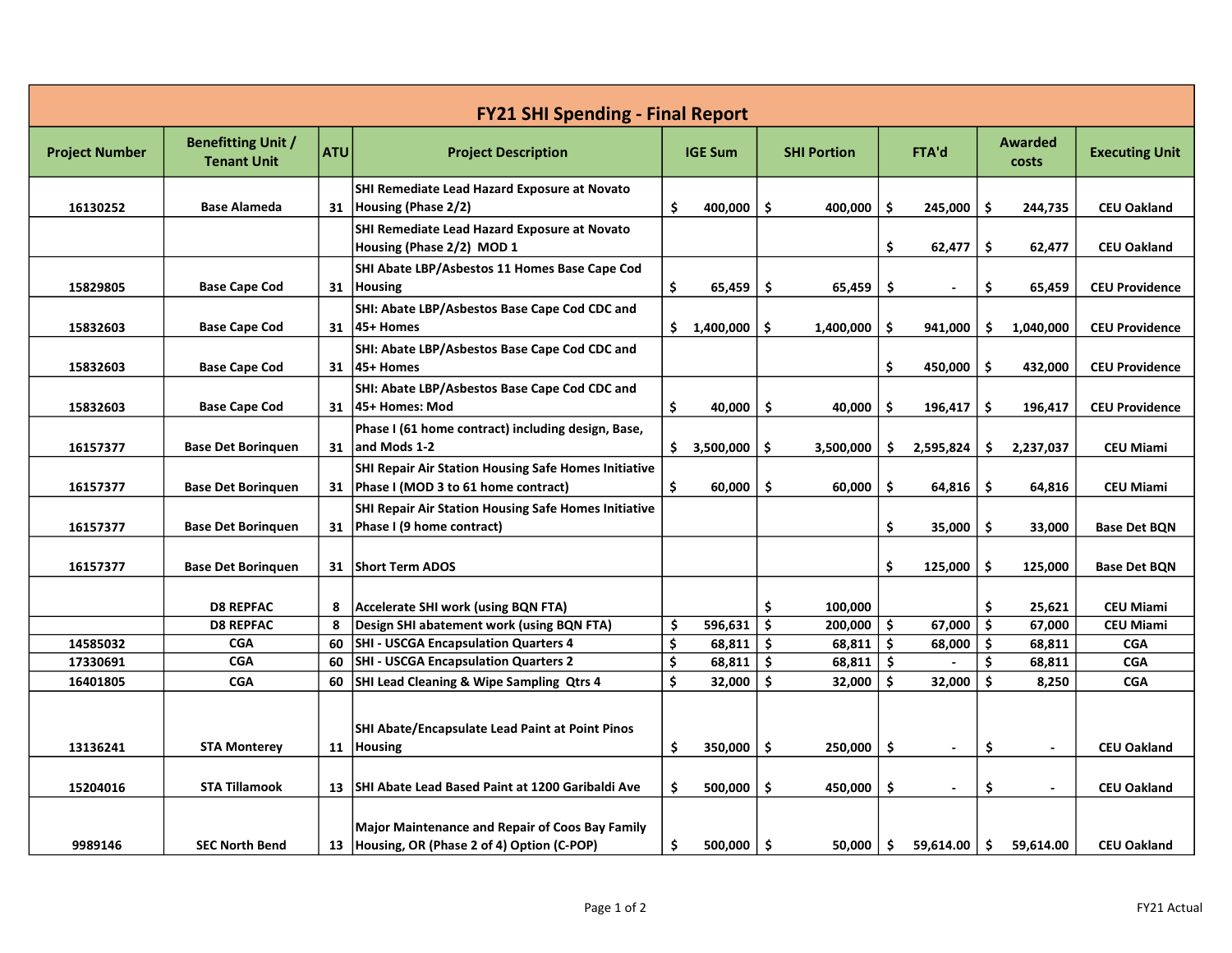# FY21 SHI Spending - Final Report

| Project Number | Benefitting Unit / Tenant Unit | ATU | Project Description | IGE Sum | SHI Portion | FTA'd | Awarded costs | Executing Unit |
|---|---|---|---|---|---|---|---|---|
| 16130252 | Base Alameda | 31 | SHI Remediate Lead Hazard Exposure at Novato Housing (Phase 2/2) | $ 400,000 | $ 400,000 | $ 245,000 | $ 244,735 | CEU Oakland |
| | | | SHI Remediate Lead Hazard Exposure at Novato Housing (Phase 2/2) MOD 1 | | | $ 62,477 | $ 62,477 | CEU Oakland |
| 15829805 | Base Cape Cod | 31 | SHI Abate LBP/Asbestos 11 Homes Base Cape Cod Housing | $ 65,459 | $ 65,459 | $ - | $ 65,459 | CEU Providence |
| 15832603 | Base Cape Cod | 31 | SHI: Abate LBP/Asbestos Base Cape Cod CDC and 45+ Homes | $ 1,400,000 | $ 1,400,000 | $ 941,000 | $ 1,040,000 | CEU Providence |
| 15832603 | Base Cape Cod | 31 | SHI: Abate LBP/Asbestos Base Cape Cod CDC and 45+ Homes | | | $ 450,000 | $ 432,000 | CEU Providence |
| 15832603 | Base Cape Cod | 31 | SHI: Abate LBP/Asbestos Base Cape Cod CDC and 45+ Homes: Mod | $ 40,000 | $ 40,000 | $ 196,417 | $ 196,417 | CEU Providence |
| 16157377 | Base Det Borinquen | 31 | Phase I (61 home contract) including design, Base, and Mods 1-2 | $ 3,500,000 | $ 3,500,000 | $ 2,595,824 | $ 2,237,037 | CEU Miami |
| 16157377 | Base Det Borinquen | 31 | SHI Repair Air Station Housing Safe Homes Initiative Phase I (MOD 3 to 61 home contract) | $ 60,000 | $ 60,000 | $ 64,816 | $ 64,816 | CEU Miami |
| 16157377 | Base Det Borinquen | 31 | SHI Repair Air Station Housing Safe Homes Initiative Phase I (9 home contract) | | | $ 35,000 | $ 33,000 | Base Det BQN |
| 16157377 | Base Det Borinquen | 31 | Short Term ADOS | | | $ 125,000 | $ 125,000 | Base Det BQN |
| | D8 REPFAC | 8 | Accelerate SHI work (using BQN FTA) | | $ 100,000 | | $ 25,621 | CEU Miami |
| | D8 REPFAC | 8 | Design SHI abatement work (using BQN FTA) | $ 596,631 | $ 200,000 | $ 67,000 | $ 67,000 | CEU Miami |
| 14585032 | CGA | 60 | SHI - USCGA Encapsulation Quarters 4 | $ 68,811 | $ 68,811 | $ 68,000 | $ 68,811 | CGA |
| 17330691 | CGA | 60 | SHI - USCGA Encapsulation Quarters 2 | $ 68,811 | $ 68,811 | $ - | $ 68,811 | CGA |
| 16401805 | CGA | 60 | SHI Lead Cleaning & Wipe Sampling Qtrs 4 | $ 32,000 | $ 32,000 | $ 32,000 | $ 8,250 | CGA |
| 13136241 | STA Monterey | 11 | SHI Abate/Encapsulate Lead Paint at Point Pinos Housing | $ 350,000 | $ 250,000 | $ - | $ - | CEU Oakland |
| 15204016 | STA Tillamook | 13 | SHI Abate Lead Based Paint at 1200 Garibaldi Ave | $ 500,000 | $ 450,000 | $ - | $ - | CEU Oakland |
| 9989146 | SEC North Bend | 13 | Major Maintenance and Repair of Coos Bay Family Housing, OR (Phase 2 of 4) Option (C-POP) | $ 500,000 | $ 50,000 | $ 59,614.00 | $ 59,614.00 | CEU Oakland |

FY21 Actual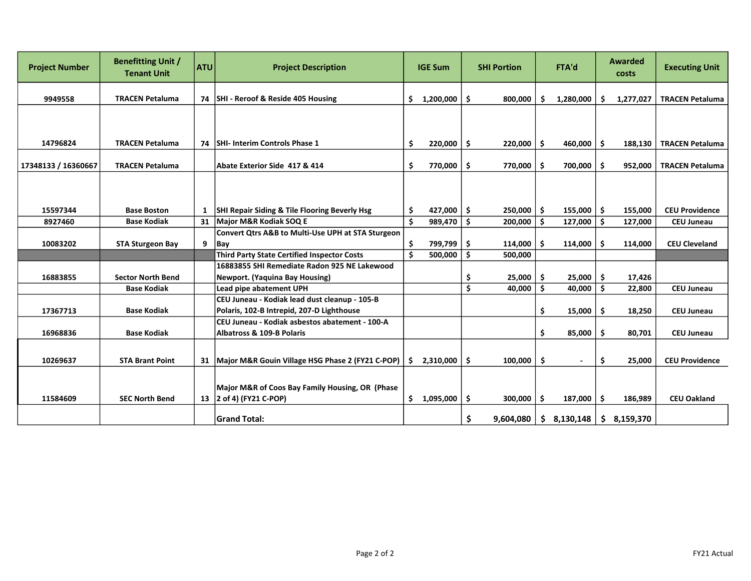| Project Number | Benefitting Unit / Tenant Unit | ATU | Project Description | IGE Sum | SHI Portion | FTA'd | Awarded costs | Executing Unit |
|---|---|---|---|---|---|---|---|---|
| 9949558 | TRACEN Petaluma | 74 | SHI - Reroof & Reside 405 Housing | $ 1,200,000 | $ 800,000 | $ 1,280,000 | $ 1,277,027 | TRACEN Petaluma |
| 14796824 | TRACEN Petaluma | 74 | SHI- Interim Controls Phase 1 | $ 220,000 | $ 220,000 | $ 460,000 | $ 188,130 | TRACEN Petaluma |
| 17348133 / 16360667 | TRACEN Petaluma | | Abate Exterior Side 417 & 414 | $ 770,000 | $ 770,000 | $ 700,000 | $ 952,000 | TRACEN Petaluma |
| 15597344 | Base Boston | 1 | SHI Repair Siding & Tile Flooring Beverly Hsg | $ 427,000 | $ 250,000 | $ 155,000 | $ 155,000 | CEU Providence |
| 8927460 | Base Kodiak | 31 | Major M&R Kodiak SOQ E | $ 989,470 | $ 200,000 | $ 127,000 | $ 127,000 | CEU Juneau |
| 10083202 | STA Sturgeon Bay | 9 | Convert Qtrs A&B to Multi-Use UPH at STA Sturgeon Bay | $ 799,799 | $ 114,000 | $ 114,000 | $ 114,000 | CEU Cleveland |
| | | | Third Party State Certified Inspector Costs | $ 500,000 | $ 500,000 | | | |
| 16883855 | Sector North Bend | | 16883855 SHI Remediate Radon 925 NE Lakewood Newport. (Yaquina Bay Housing) | | $ 25,000 | $ 25,000 | $ 17,426 | |
| | Base Kodiak | | Lead pipe abatement UPH | | $ 40,000 | $ 40,000 | $ 22,800 | CEU Juneau |
| 17367713 | Base Kodiak | | CEU Juneau - Kodiak lead dust cleanup - 105-B Polaris, 102-B Intrepid, 207-D Lighthouse | | | $ 15,000 | $ 18,250 | CEU Juneau |
| 16968836 | Base Kodiak | | CEU Juneau - Kodiak asbestos abatement - 100-A Albatross & 109-B Polaris | | | $ 85,000 | $ 80,701 | CEU Juneau |
| 10269637 | STA Brant Point | 31 | Major M&R Gouin Village HSG Phase 2 (FY21 C-POP) | $ 2,310,000 | $ 100,000 | $ - | $ 25,000 | CEU Providence |
| 11584609 | SEC North Bend | 13 | Major M&R of Coos Bay Family Housing, OR (Phase 2 of 4) (FY21 C-POP) | $ 1,095,000 | $ 300,000 | $ 187,000 | $ 186,989 | CEU Oakland |
| | | | **Grand Total:** | | $ 9,604,080 | $ 8,130,148 | $ 8,159,370 | |

FY21 Actual